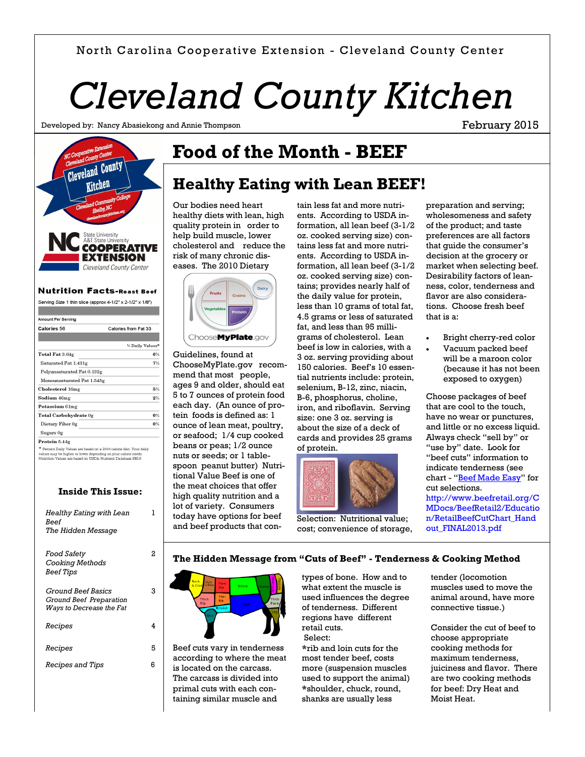North Carolina Cooperative Extension - Cleveland County Center

# Cleveland County Kitchen

Developed by: Nancy Abasiekong and Annie Thompson

February 2015

## Nutrition Facts-Roast Beef

Serving Size 1 thin slice (approx 4-1/2" x 2-1/2" x 1/8")

| Amount Per Serving | |
|---|---|
| Calories 56 | Calories from Fat 33 |
| | % Daily Values* |
| **Total Fat** 3.64g | 6% |
| Saturated Fat 1.431g | 7% |
| Polyunsaturated Fat 0.132g | |
| Monounsaturated Fat 1.545g | |
| **Cholesterol** 16mg | 5% |
| **Sodium** 46mg | 2% |
| **Potassium** 61mg | |
| **Total Carbohydrate** 0g | 0% |
| Dietary Fiber 0g | 0% |
| Sugars 0g | |
| **Protein** 5.44g | |

* Percent Daily Values are based on a 2000 calorie diet. Your daily values may be higher or lower depending on your calorie needs. Nutrition Values are based on USDA Nutrient Database SR18

### Inside This Issue:

| | |
|---|---|
| *Healthy Eating with Lean Beef*<br>*The Hidden Message* | 1 |
| *Food Safety*<br>*Cooking Methods*<br>*Beef Tips* | 2 |
| *Ground Beef Basics*<br>*Ground Beef Preparation*<br>*Ways to Decrease the Fat* | 3 |
| *Recipes* | 4 |
| *Recipes* | 5 |
| *Recipes and Tips* | 6 |

# Food of the Month - BEEF

## Healthy Eating with Lean BEEF!

Our bodies need heart healthy diets with lean, high quality protein in order to help build muscle, lower cholesterol and reduce the risk of many chronic diseases. The 2010 Dietary Guidelines, found at ChooseMyPlate.gov recommend that most people, ages 9 and older, should eat 5 to 7 ounces of protein food each day. (An ounce of protein foods is defined as: 1 ounce of lean meat, poultry, or seafood; 1/4 cup cooked beans or peas; 1/2 ounce nuts or seeds; or 1 tablespoon peanut butter) Nutritional Value Beef is one of the meat choices that offer high quality nutrition and a lot of variety. Consumers today have options for beef and beef products that contain less fat and more nutrients. According to USDA information, all lean beef (3-1/2 oz. cooked serving size) contains less fat and more nutrients. According to USDA information, all lean beef (3-1/2 oz. cooked serving size) contains; provides nearly half of the daily value for protein, less than 10 grams of total fat, 4.5 grams or less of saturated fat, and less than 95 milligrams of cholesterol. Lean beef is low in calories, with a 3 oz. serving providing about 150 calories. Beef's 10 essential nutrients include: protein, selenium, B-12, zinc, niacin, B-6, phosphorus, choline, iron, and riboflavin. Serving size: one 3 oz. serving is about the size of a deck of cards and provides 25 grams of protein.

Selection: Nutritional value; cost; convenience of storage, preparation and serving; wholesomeness and safety of the product; and taste preferences are all factors that guide the consumer's decision at the grocery or market when selecting beef. Desirability factors of leanness, color, tenderness and flavor are also considerations. Choose fresh beef that is a:

- Bright cherry-red color
- Vacuum packed beef will be a maroon color (because it has not been exposed to oxygen)

Choose packages of beef that are cool to the touch, have no wear or punctures, and little or no excess liquid. Always check "sell by" or "use by" date. Look for "beef cuts" information to indicate tenderness (see chart - "Beef Made Easy" for cut selections. http://www.beefretail.org/CMDocs/BeefRetail2/Education/RetailBeefCutChart_Handout_FINAL2013.pdf

### The Hidden Message from "Cuts of Beef" - Tenderness & Cooking Method

Beef cuts vary in tenderness according to where the meat is located on the carcass. The carcass is divided into primal cuts with each containing similar muscle and types of bone. How and to what extent the muscle is used influences the degree of tenderness. Different regions have different retail cuts.

Select:

*rib and loin cuts for the most tender beef, costs more (suspension muscles used to support the animal)

*shoulder, chuck, round, shanks are usually less tender (locomotion muscles used to move the animal around, have more connective tissue.)

Consider the cut of beef to choose appropriate cooking methods for maximum tenderness, juiciness and flavor. There are two cooking methods for beef: Dry Heat and Moist Heat.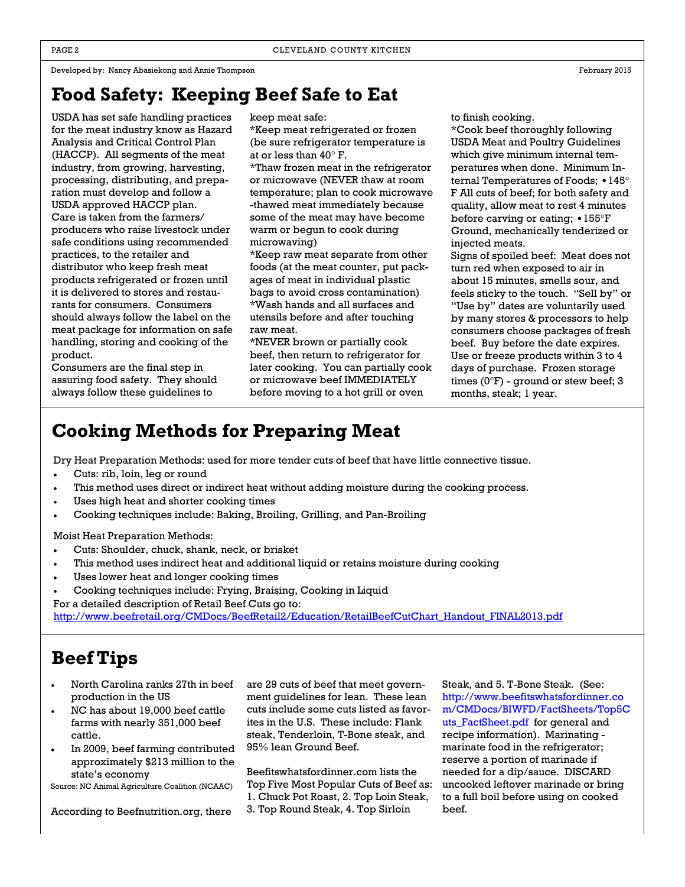Developed by: Nancy Abasiekong and Annie Thompson

February 2015

# Food Safety: Keeping Beef Safe to Eat

USDA has set safe handling practices for the meat industry know as Hazard Analysis and Critical Control Plan (HACCP). All segments of the meat industry, from growing, harvesting, processing, distributing, and preparation must develop and follow a USDA approved HACCP plan. Care is taken from the farmers/producers who raise livestock under safe conditions using recommended practices, to the retailer and distributor who keep fresh meat products refrigerated or frozen until it is delivered to stores and restaurants for consumers. Consumers should always follow the label on the meat package for information on safe handling, storing and cooking of the product.

Consumers are the final step in assuring food safety. They should always follow these guidelines to keep meat safe:

*Keep meat refrigerated or frozen (be sure refrigerator temperature is at or less than 40° F.

*Thaw frozen meat in the refrigerator or microwave (NEVER thaw at room temperature; plan to cook microwave-thawed meat immediately because some of the meat may have become warm or begun to cook during microwaving)

*Keep raw meat separate from other foods (at the meat counter, put packages of meat in individual plastic bags to avoid cross contamination)

*Wash hands and all surfaces and utensils before and after touching raw meat.

*NEVER brown or partially cook beef, then return to refrigerator for later cooking. You can partially cook or microwave beef IMMEDIATELY before moving to a hot grill or oven to finish cooking.

*Cook beef thoroughly following USDA Meat and Poultry Guidelines which give minimum internal temperatures when done. Minimum Internal Temperatures of Foods; • 145° F All cuts of beef; for both safety and quality, allow meat to rest 4 minutes before carving or eating; • 155°F Ground, mechanically tenderized or injected meats.

Signs of spoiled beef: Meat does not turn red when exposed to air in about 15 minutes, smells sour, and feels sticky to the touch. "Sell by" or "Use by" dates are voluntarily used by many stores & processors to help consumers choose packages of fresh beef. Buy before the date expires. Use or freeze products within 3 to 4 days of purchase. Frozen storage times (0°F) - ground or stew beef; 3 months, steak; 1 year.

# Cooking Methods for Preparing Meat

Dry Heat Preparation Methods: used for more tender cuts of beef that have little connective tissue.

- Cuts: rib, loin, leg or round
- This method uses direct or indirect heat without adding moisture during the cooking process.
- Uses high heat and shorter cooking times
- Cooking techniques include: Baking, Broiling, Grilling, and Pan-Broiling

Moist Heat Preparation Methods:

- Cuts: Shoulder, chuck, shank, neck, or brisket
- This method uses indirect heat and additional liquid or retains moisture during cooking
- Uses lower heat and longer cooking times
- Cooking techniques include: Frying, Braising, Cooking in Liquid

For a detailed description of Retail Beef Cuts go to:
http://www.beefretail.org/CMDocs/BeefRetail2/Education/RetailBeefCutChart_Handout_FINAL2013.pdf

# Beef Tips

- North Carolina ranks 27th in beef production in the US
- NC has about 19,000 beef cattle farms with nearly 351,000 beef cattle.
- In 2009, beef farming contributed approximately $213 million to the state's economy

Source: NC Animal Agriculture Coalition (NCAAC)

According to Beefnutrition.org, there are 29 cuts of beef that meet government guidelines for lean. These lean cuts include some cuts listed as favorites in the U.S. These include: Flank steak, Tenderloin, T-Bone steak, and 95% lean Ground Beef.

Beefitswhatsfordinner.com lists the Top Five Most Popular Cuts of Beef as: 1. Chuck Pot Roast, 2. Top Loin Steak, 3. Top Round Steak, 4. Top Sirloin Steak, and 5. T-Bone Steak. (See: http://www.beefitswhatsfordinner.com/CMDocs/BIWFD/FactSheets/Top5Cuts_FactSheet.pdf for general and recipe information). Marinating - marinate food in the refrigerator; reserve a portion of marinade if needed for a dip/sauce. DISCARD uncooked leftover marinade or bring to a full boil before using on cooked beef.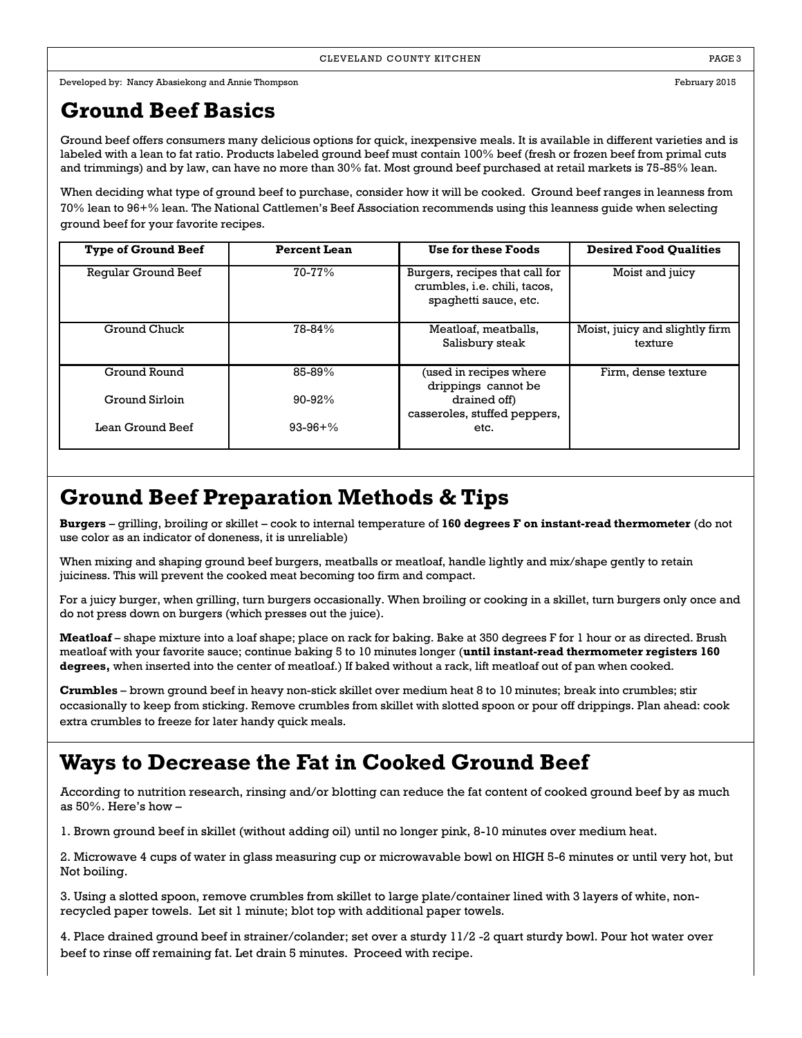Developed by: Nancy Abasiekong and Annie Thompson

February 2015

## Ground Beef Basics

Ground beef offers consumers many delicious options for quick, inexpensive meals. It is available in different varieties and is labeled with a lean to fat ratio. Products labeled ground beef must contain 100% beef (fresh or frozen beef from primal cuts and trimmings) and by law, can have no more than 30% fat. Most ground beef purchased at retail markets is 75-85% lean.

When deciding what type of ground beef to purchase, consider how it will be cooked. Ground beef ranges in leanness from 70% lean to 96+% lean. The National Cattlemen's Beef Association recommends using this leanness guide when selecting ground beef for your favorite recipes.

| Type of Ground Beef | Percent Lean | Use for these Foods | Desired Food Qualities |
|---|---|---|---|
| Regular Ground Beef | 70-77% | Burgers, recipes that call for crumbles, i.e. chili, tacos, spaghetti sauce, etc. | Moist and juicy |
| Ground Chuck | 78-84% | Meatloaf, meatballs, Salisbury steak | Moist, juicy and slightly firm texture |
| Ground Round<br>Ground Sirloin<br>Lean Ground Beef | 85-89%<br>90-92%<br>93-96+% | (used in recipes where drippings cannot be drained off) casseroles, stuffed peppers, etc. | Firm, dense texture |

## Ground Beef Preparation Methods & Tips

**Burgers** – grilling, broiling or skillet – cook to internal temperature of **160 degrees F on instant-read thermometer** (do not use color as an indicator of doneness, it is unreliable)

When mixing and shaping ground beef burgers, meatballs or meatloaf, handle lightly and mix/shape gently to retain juiciness. This will prevent the cooked meat becoming too firm and compact.

For a juicy burger, when grilling, turn burgers occasionally. When broiling or cooking in a skillet, turn burgers only once and do not press down on burgers (which presses out the juice).

**Meatloaf** – shape mixture into a loaf shape; place on rack for baking. Bake at 350 degrees F for 1 hour or as directed. Brush meatloaf with your favorite sauce; continue baking 5 to 10 minutes longer (**until instant-read thermometer registers 160 degrees,** when inserted into the center of meatloaf.) If baked without a rack, lift meatloaf out of pan when cooked.

**Crumbles** – brown ground beef in heavy non-stick skillet over medium heat 8 to 10 minutes; break into crumbles; stir occasionally to keep from sticking. Remove crumbles from skillet with slotted spoon or pour off drippings. Plan ahead: cook extra crumbles to freeze for later handy quick meals.

## Ways to Decrease the Fat in Cooked Ground Beef

According to nutrition research, rinsing and/or blotting can reduce the fat content of cooked ground beef by as much as 50%. Here's how –

1. Brown ground beef in skillet (without adding oil) until no longer pink, 8-10 minutes over medium heat.

2. Microwave 4 cups of water in glass measuring cup or microwavable bowl on HIGH 5-6 minutes or until very hot, but Not boiling.

3. Using a slotted spoon, remove crumbles from skillet to large plate/container lined with 3 layers of white, non-recycled paper towels. Let sit 1 minute; blot top with additional paper towels.

4. Place drained ground beef in strainer/colander; set over a sturdy 11/2 -2 quart sturdy bowl. Pour hot water over beef to rinse off remaining fat. Let drain 5 minutes. Proceed with recipe.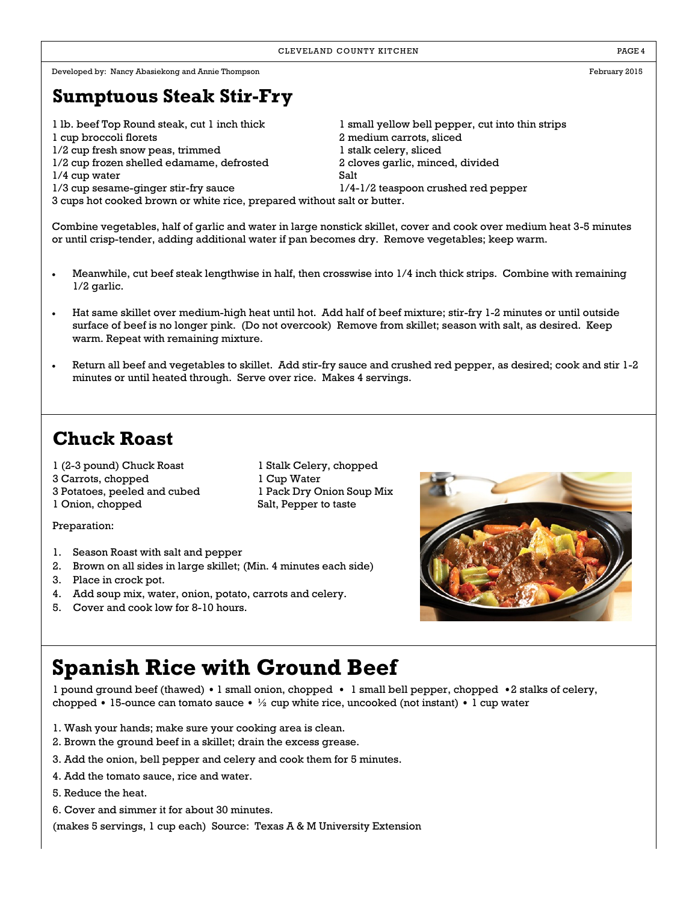Developed by: Nancy Abasiekong and Annie Thompson

February 2015

## Sumptuous Steak Stir-Fry

1 lb. beef Top Round steak, cut 1 inch thick
1 cup broccoli florets
1/2 cup fresh snow peas, trimmed
1/2 cup frozen shelled edamame, defrosted
1/4 cup water
1/3 cup sesame-ginger stir-fry sauce
1 small yellow bell pepper, cut into thin strips
2 medium carrots, sliced
1 stalk celery, sliced
2 cloves garlic, minced, divided
Salt
1/4-1/2 teaspoon crushed red pepper
3 cups hot cooked brown or white rice, prepared without salt or butter.

Combine vegetables, half of garlic and water in large nonstick skillet, cover and cook over medium heat 3-5 minutes or until crisp-tender, adding additional water if pan becomes dry. Remove vegetables; keep warm.

- Meanwhile, cut beef steak lengthwise in half, then crosswise into 1/4 inch thick strips. Combine with remaining 1/2 garlic.
- Hat same skillet over medium-high heat until hot. Add half of beef mixture; stir-fry 1-2 minutes or until outside surface of beef is no longer pink. (Do not overcook) Remove from skillet; season with salt, as desired. Keep warm. Repeat with remaining mixture.
- Return all beef and vegetables to skillet. Add stir-fry sauce and crushed red pepper, as desired; cook and stir 1-2 minutes or until heated through. Serve over rice. Makes 4 servings.

## Chuck Roast

1 (2-3 pound) Chuck Roast
3 Carrots, chopped
3 Potatoes, peeled and cubed
1 Onion, chopped
1 Stalk Celery, chopped
1 Cup Water
1 Pack Dry Onion Soup Mix
Salt, Pepper to taste

Preparation:

1. Season Roast with salt and pepper
2. Brown on all sides in large skillet; (Min. 4 minutes each side)
3. Place in crock pot.
4. Add soup mix, water, onion, potato, carrots and celery.
5. Cover and cook low for 8-10 hours.

## Spanish Rice with Ground Beef

1 pound ground beef (thawed) • 1 small onion, chopped • 1 small bell pepper, chopped • 2 stalks of celery, chopped • 15-ounce can tomato sauce • ½ cup white rice, uncooked (not instant) • 1 cup water

1. Wash your hands; make sure your cooking area is clean.
2. Brown the ground beef in a skillet; drain the excess grease.
3. Add the onion, bell pepper and celery and cook them for 5 minutes.
4. Add the tomato sauce, rice and water.
5. Reduce the heat.
6. Cover and simmer it for about 30 minutes.

(makes 5 servings, 1 cup each) Source: Texas A & M University Extension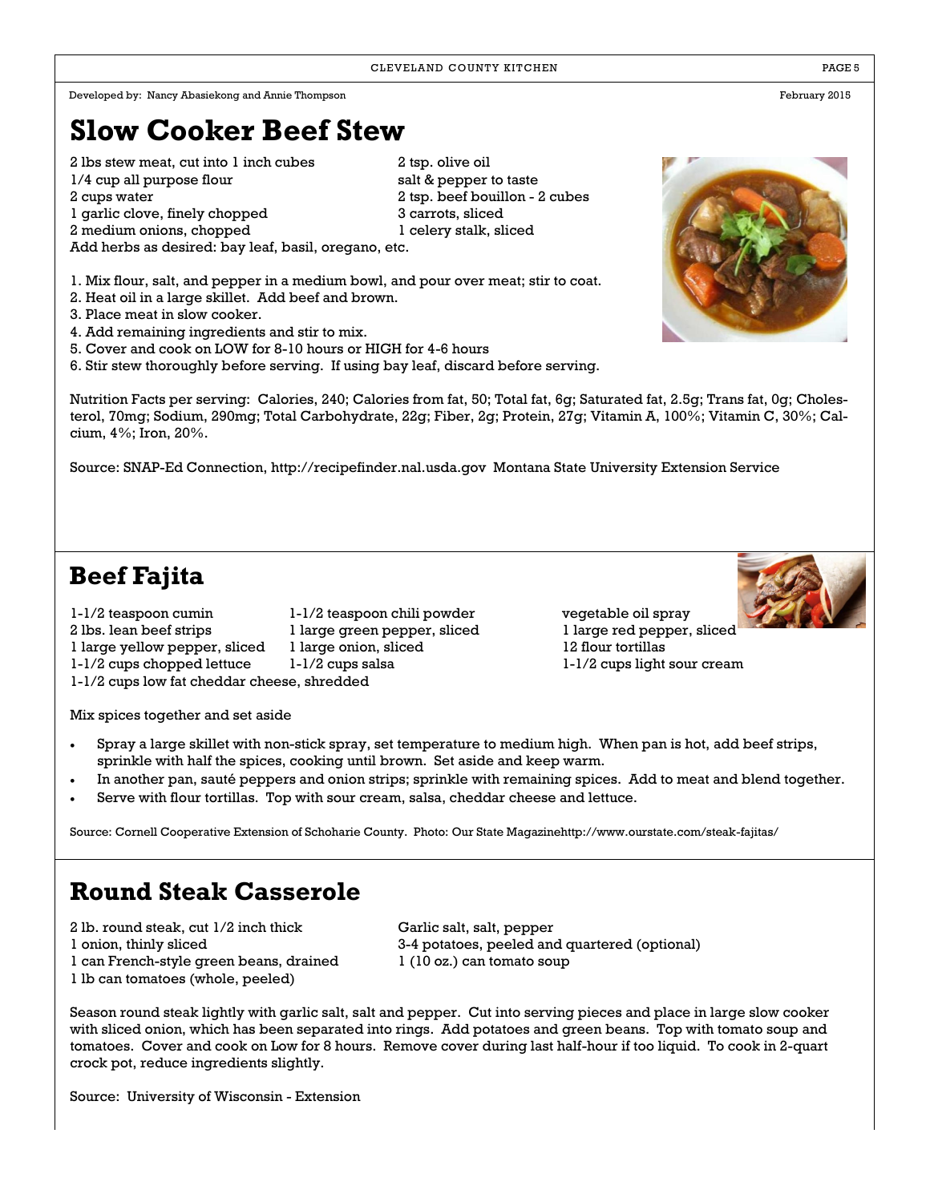Developed by: Nancy Abasiekong and Annie Thompson

February 2015

# Slow Cooker Beef Stew

2 lbs stew meat, cut into 1 inch cubes
1/4 cup all purpose flour
2 cups water
1 garlic clove, finely chopped
2 medium onions, chopped
2 tsp. olive oil
salt & pepper to taste
2 tsp. beef bouillon - 2 cubes
3 carrots, sliced
1 celery stalk, sliced
Add herbs as desired: bay leaf, basil, oregano, etc.

1. Mix flour, salt, and pepper in a medium bowl, and pour over meat; stir to coat.
2. Heat oil in a large skillet. Add beef and brown.
3. Place meat in slow cooker.
4. Add remaining ingredients and stir to mix.
5. Cover and cook on LOW for 8-10 hours or HIGH for 4-6 hours
6. Stir stew thoroughly before serving. If using bay leaf, discard before serving.

Nutrition Facts per serving: Calories, 240; Calories from fat, 50; Total fat, 6g; Saturated fat, 2.5g; Trans fat, 0g; Cholesterol, 70mg; Sodium, 290mg; Total Carbohydrate, 22g; Fiber, 2g; Protein, 27g; Vitamin A, 100%; Vitamin C, 30%; Calcium, 4%; Iron, 20%.

Source: SNAP-Ed Connection, http://recipefinder.nal.usda.gov Montana State University Extension Service

# Beef Fajita

1-1/2 teaspoon cumin
2 lbs. lean beef strips
1 large yellow pepper, sliced
1-1/2 cups chopped lettuce
1-1/2 teaspoon chili powder
1 large green pepper, sliced
1 large onion, sliced
1-1/2 cups salsa
vegetable oil spray
1 large red pepper, sliced
12 flour tortillas
1-1/2 cups light sour cream
1-1/2 cups low fat cheddar cheese, shredded

Mix spices together and set aside

- Spray a large skillet with non-stick spray, set temperature to medium high. When pan is hot, add beef strips, sprinkle with half the spices, cooking until brown. Set aside and keep warm.
- In another pan, sauté peppers and onion strips; sprinkle with remaining spices. Add to meat and blend together.
- Serve with flour tortillas. Top with sour cream, salsa, cheddar cheese and lettuce.

Source: Cornell Cooperative Extension of Schoharie County. Photo: Our State Magazinehttp://www.ourstate.com/steak-fajitas/

# Round Steak Casserole

2 lb. round steak, cut 1/2 inch thick
1 onion, thinly sliced
1 can French-style green beans, drained
1 lb can tomatoes (whole, peeled)
Garlic salt, salt, pepper
3-4 potatoes, peeled and quartered (optional)
1 (10 oz.) can tomato soup

Season round steak lightly with garlic salt, salt and pepper. Cut into serving pieces and place in large slow cooker with sliced onion, which has been separated into rings. Add potatoes and green beans. Top with tomato soup and tomatoes. Cover and cook on Low for 8 hours. Remove cover during last half-hour if too liquid. To cook in 2-quart crock pot, reduce ingredients slightly.

Source: University of Wisconsin - Extension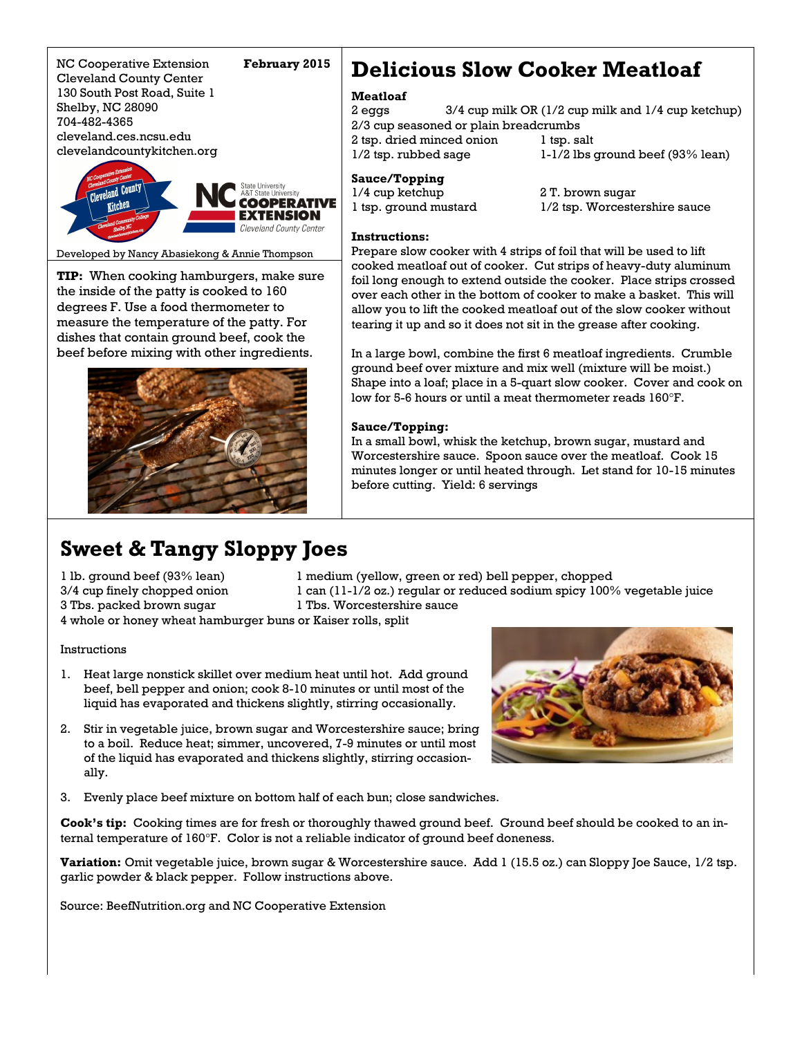NC Cooperative Extension **February 2015**
Cleveland County Center
130 South Post Road, Suite 1
Shelby, NC 28090
704-482-4365
cleveland.ces.ncsu.edu
clevelandcountykitchen.org

Developed by Nancy Abasiekong & Annie Thompson

**TIP:** When cooking hamburgers, make sure the inside of the patty is cooked to 160 degrees F. Use a food thermometer to measure the temperature of the patty. For dishes that contain ground beef, cook the beef before mixing with other ingredients.

# Delicious Slow Cooker Meatloaf

**Meatloaf**

2 eggs
3/4 cup milk OR (1/2 cup milk and 1/4 cup ketchup)
2/3 cup seasoned or plain breadcrumbs
2 tsp. dried minced onion
1 tsp. salt
1/2 tsp. rubbed sage
1-1/2 lbs ground beef (93% lean)

**Sauce/Topping**

1/4 cup ketchup
2 T. brown sugar
1 tsp. ground mustard
1/2 tsp. Worcestershire sauce

**Instructions:**

Prepare slow cooker with 4 strips of foil that will be used to lift cooked meatloaf out of cooker. Cut strips of heavy-duty aluminum foil long enough to extend outside the cooker. Place strips crossed over each other in the bottom of cooker to make a basket. This will allow you to lift the cooked meatloaf out of the slow cooker without tearing it up and so it does not sit in the grease after cooking.

In a large bowl, combine the first 6 meatloaf ingredients. Crumble ground beef over mixture and mix well (mixture will be moist.) Shape into a loaf; place in a 5-quart slow cooker. Cover and cook on low for 5-6 hours or until a meat thermometer reads 160°F.

**Sauce/Topping:**

In a small bowl, whisk the ketchup, brown sugar, mustard and Worcestershire sauce. Spoon sauce over the meatloaf. Cook 15 minutes longer or until heated through. Let stand for 10-15 minutes before cutting. Yield: 6 servings

# Sweet & Tangy Sloppy Joes

1 lb. ground beef (93% lean)
3/4 cup finely chopped onion
3 Tbs. packed brown sugar
1 medium (yellow, green or red) bell pepper, chopped
1 can (11-1/2 oz.) regular or reduced sodium spicy 100% vegetable juice
1 Tbs. Worcestershire sauce
4 whole or honey wheat hamburger buns or Kaiser rolls, split

Instructions

1. Heat large nonstick skillet over medium heat until hot. Add ground beef, bell pepper and onion; cook 8-10 minutes or until most of the liquid has evaporated and thickens slightly, stirring occasionally.
2. Stir in vegetable juice, brown sugar and Worcestershire sauce; bring to a boil. Reduce heat; simmer, uncovered, 7-9 minutes or until most of the liquid has evaporated and thickens slightly, stirring occasionally.
3. Evenly place beef mixture on bottom half of each bun; close sandwiches.

**Cook's tip:** Cooking times are for fresh or thoroughly thawed ground beef. Ground beef should be cooked to an internal temperature of 160°F. Color is not a reliable indicator of ground beef doneness.

**Variation:** Omit vegetable juice, brown sugar & Worcestershire sauce. Add 1 (15.5 oz.) can Sloppy Joe Sauce, 1/2 tsp. garlic powder & black pepper. Follow instructions above.

Source: BeefNutrition.org and NC Cooperative Extension